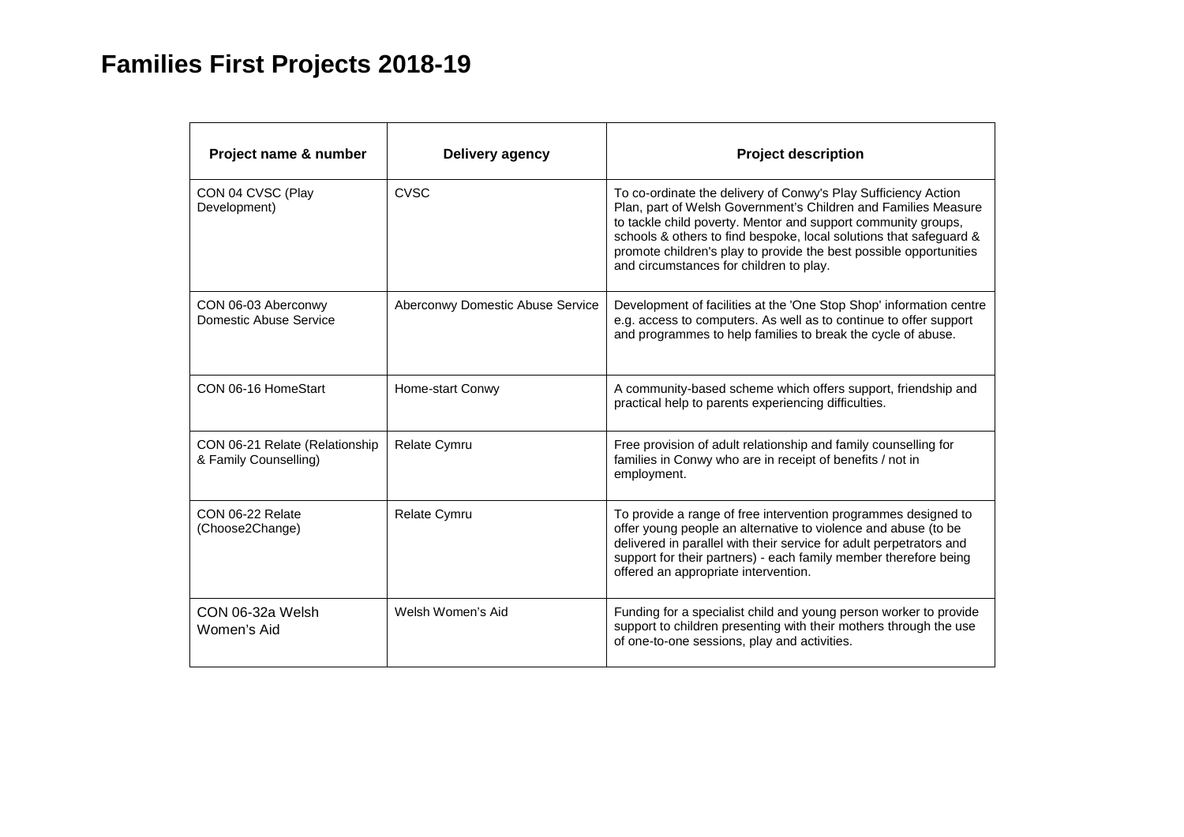# Families First Projects 2018-19

| Project name & number | Delivery agency | Project description |
| --- | --- | --- |
| CON 04 CVSC (Play Development) | CVSC | To co-ordinate the delivery of Conwy's Play Sufficiency Action Plan, part of Welsh Government's Children and Families Measure to tackle child poverty. Mentor and support community groups, schools & others to find bespoke, local solutions that safeguard & promote children's play to provide the best possible opportunities and circumstances for children to play. |
| CON 06-03 Aberconwy Domestic Abuse Service | Aberconwy Domestic Abuse Service | Development of facilities at the 'One Stop Shop' information centre e.g. access to computers. As well as to continue to offer support and programmes to help families to break the cycle of abuse. |
| CON 06-16 HomeStart | Home-start Conwy | A community-based scheme which offers support, friendship and practical help to parents experiencing difficulties. |
| CON 06-21 Relate (Relationship & Family Counselling) | Relate Cymru | Free provision of adult relationship and family counselling for families in Conwy who are in receipt of benefits / not in employment. |
| CON 06-22 Relate (Choose2Change) | Relate Cymru | To provide a range of free intervention programmes designed to offer young people an alternative to violence and abuse (to be delivered in parallel with their service for adult perpetrators and support for their partners) - each family member therefore being offered an appropriate intervention. |
| CON 06-32a Welsh Women's Aid | Welsh Women's Aid | Funding for a specialist child and young person worker to provide support to children presenting with their mothers through the use of one-to-one sessions, play and activities. |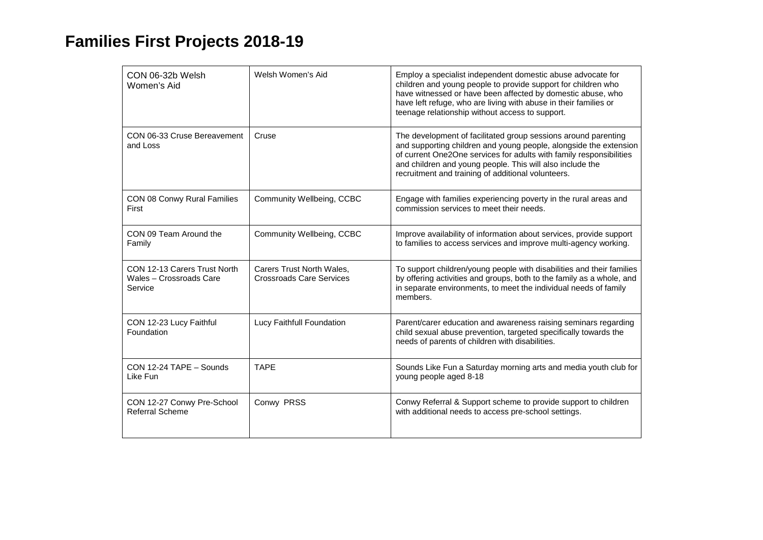# Families First Projects 2018-19

| | | |
|---|---|---|
| CON 06-32b Welsh Women's Aid | Welsh Women's Aid | Employ a specialist independent domestic abuse advocate for children and young people to provide support for children who have witnessed or have been affected by domestic abuse, who have left refuge, who are living with abuse in their families or teenage relationship without access to support. |
| CON 06-33 Cruse Bereavement and Loss | Cruse | The development of facilitated group sessions around parenting and supporting children and young people, alongside the extension of current One2One services for adults with family responsibilities and children and young people. This will also include the recruitment and training of additional volunteers. |
| CON 08 Conwy Rural Families First | Community Wellbeing, CCBC | Engage with families experiencing poverty in the rural areas and commission services to meet their needs. |
| CON 09 Team Around the Family | Community Wellbeing, CCBC | Improve availability of information about services, provide support to families to access services and improve multi-agency working. |
| CON 12-13 Carers Trust North Wales – Crossroads Care Service | Carers Trust North Wales, Crossroads Care Services | To support children/young people with disabilities and their families by offering activities and groups, both to the family as a whole, and in separate environments, to meet the individual needs of family members. |
| CON 12-23 Lucy Faithful Foundation | Lucy Faithfull Foundation | Parent/carer education and awareness raising seminars regarding child sexual abuse prevention, targeted specifically towards the needs of parents of children with disabilities. |
| CON 12-24 TAPE – Sounds Like Fun | TAPE | Sounds Like Fun a Saturday morning arts and media youth club for young people aged 8-18 |
| CON 12-27 Conwy Pre-School Referral Scheme | Conwy PRSS | Conwy Referral & Support scheme to provide support to children with additional needs to access pre-school settings. |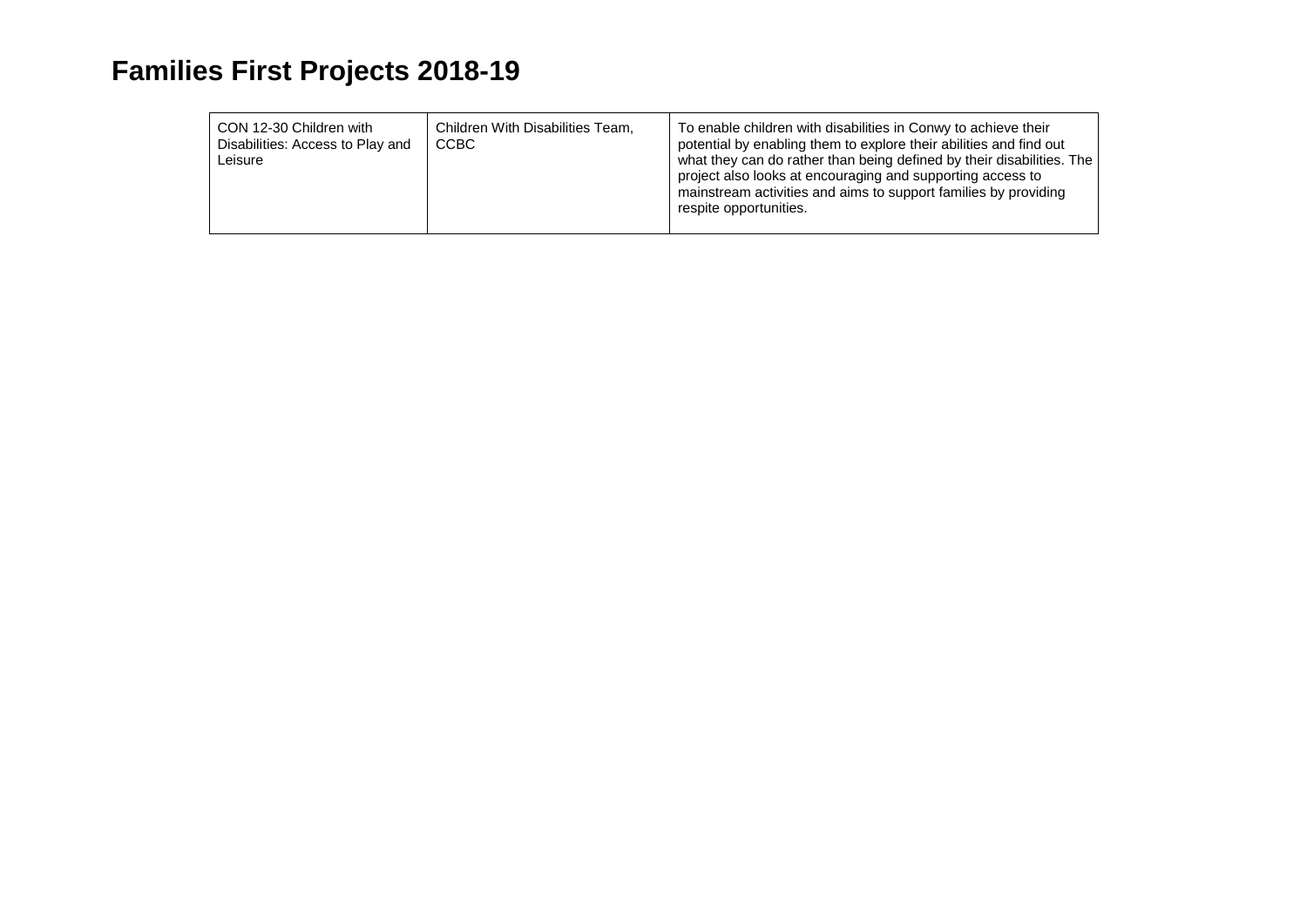# Families First Projects 2018-19

| | | |
|---|---|---|
| CON 12-30 Children with Disabilities: Access to Play and Leisure | Children With Disabilities Team, CCBC | To enable children with disabilities in Conwy to achieve their potential by enabling them to explore their abilities and find out what they can do rather than being defined by their disabilities. The project also looks at encouraging and supporting access to mainstream activities and aims to support families by providing respite opportunities. |